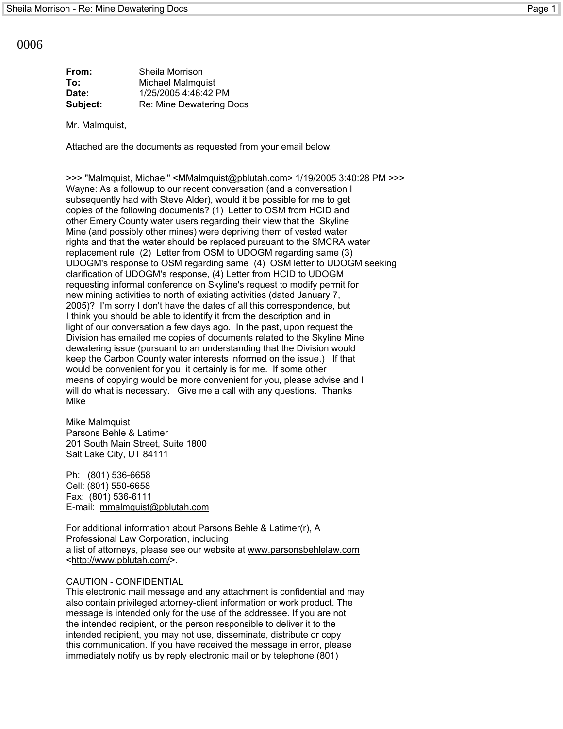0006

**From:** Sheila Morrison
**To:** Michael Malmquist
**Date:** 1/25/2005 4:46:42 PM
**Subject:** Re: Mine Dewatering Docs

Mr. Malmquist,

Attached are the documents as requested from your email below.

>>> "Malmquist, Michael" <MMalmquist@pblutah.com> 1/19/2005 3:40:28 PM >>>
Wayne: As a followup to our recent conversation (and a conversation I subsequently had with Steve Alder), would it be possible for me to get copies of the following documents? (1) Letter to OSM from HCID and other Emery County water users regarding their view that the Skyline Mine (and possibly other mines) were depriving them of vested water rights and that the water should be replaced pursuant to the SMCRA water replacement rule (2) Letter from OSM to UDOGM regarding same (3) UDOGM's response to OSM regarding same (4) OSM letter to UDOGM seeking clarification of UDOGM's response, (4) Letter from HCID to UDOGM requesting informal conference on Skyline's request to modify permit for new mining activities to north of existing activities (dated January 7, 2005)? I'm sorry I don't have the dates of all this correspondence, but I think you should be able to identify it from the description and in light of our conversation a few days ago. In the past, upon request the Division has emailed me copies of documents related to the Skyline Mine dewatering issue (pursuant to an understanding that the Division would keep the Carbon County water interests informed on the issue.) If that would be convenient for you, it certainly is for me. If some other means of copying would be more convenient for you, please advise and I will do what is necessary. Give me a call with any questions. Thanks
Mike

Mike Malmquist
Parsons Behle & Latimer
201 South Main Street, Suite 1800
Salt Lake City, UT 84111

Ph: (801) 536-6658
Cell: (801) 550-6658
Fax: (801) 536-6111
E-mail: mmalmquist@pblutah.com

For additional information about Parsons Behle & Latimer(r), A Professional Law Corporation, including
a list of attorneys, please see our website at www.parsonsbehlelaw.com <http://www.pblutah.com/>.

CAUTION - CONFIDENTIAL
This electronic mail message and any attachment is confidential and may also contain privileged attorney-client information or work product. The message is intended only for the use of the addressee. If you are not the intended recipient, or the person responsible to deliver it to the intended recipient, you may not use, disseminate, distribute or copy this communication. If you have received the message in error, please immediately notify us by reply electronic mail or by telephone (801)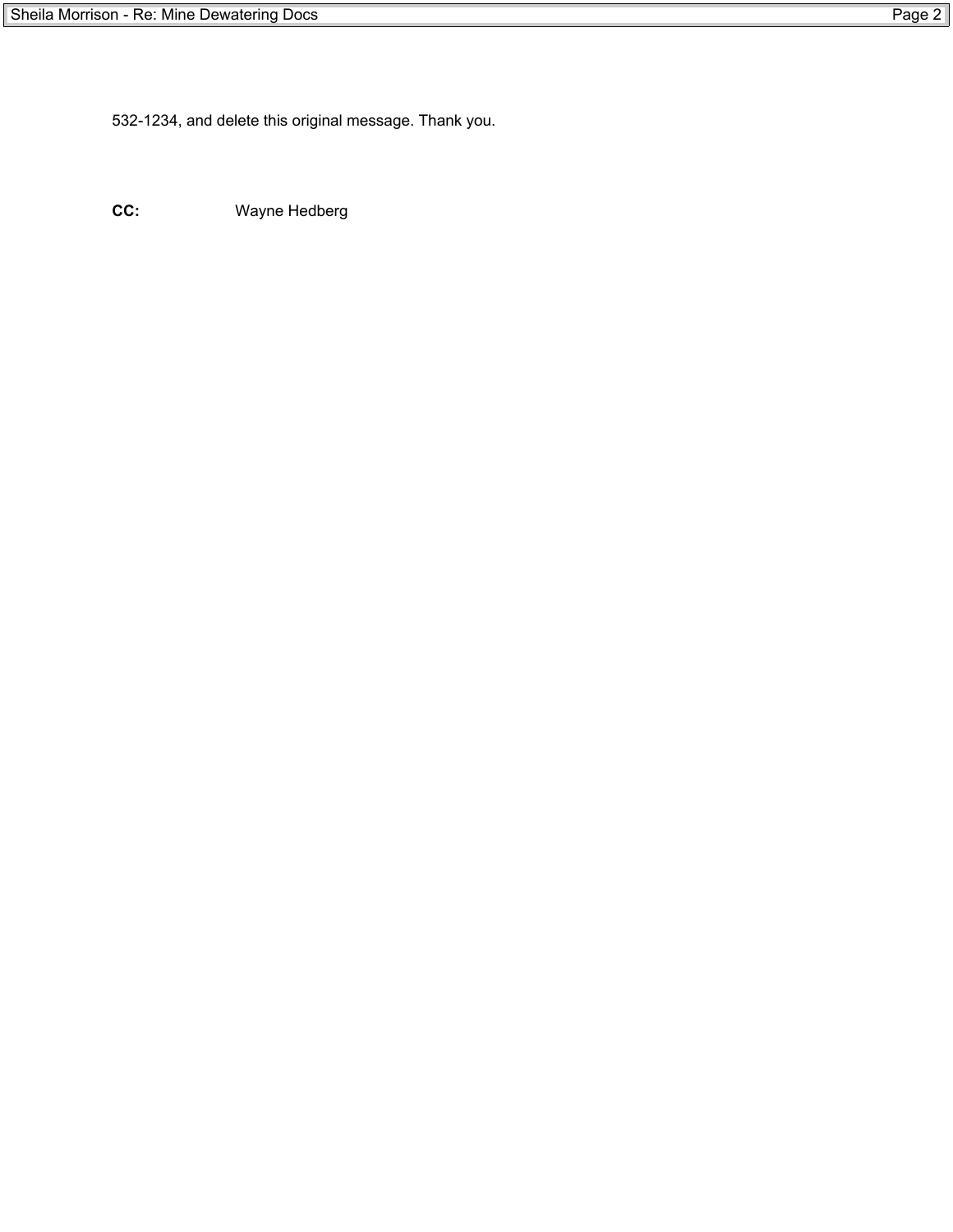532-1234, and delete this original message. Thank you.

**CC:** Wayne Hedberg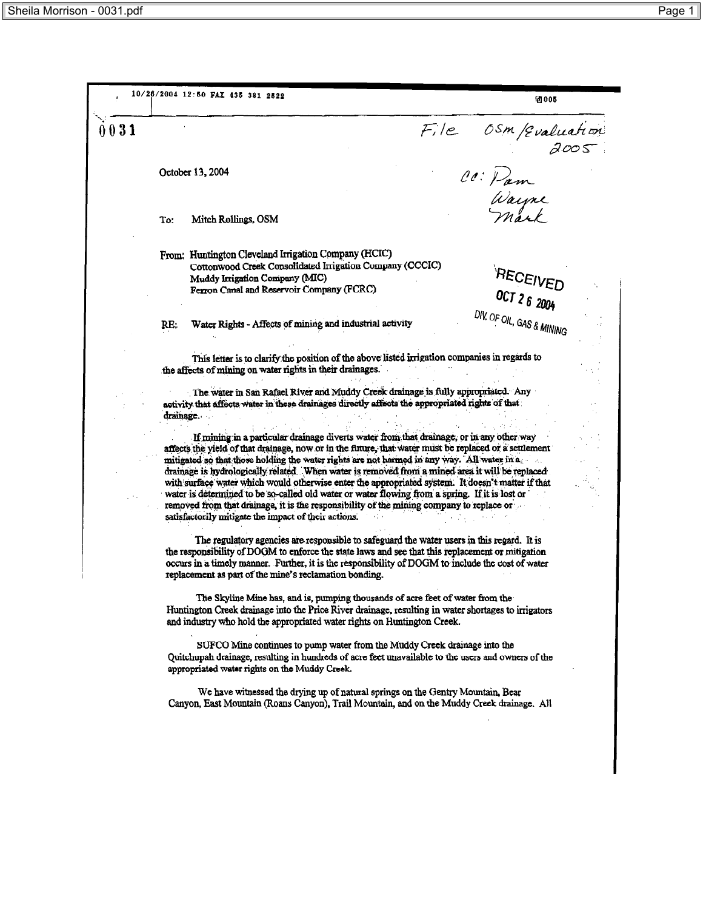10/26/2004 12:50 FAX 435 381 2522 — 005

0031

*File OSM/Evaluation 2005*

October 13, 2004

*cc: Pam, Wayne, Mark*

To: Mitch Rollings, OSM

From: Huntington Cleveland Irrigation Company (HCIC)
Cottonwood Creek Consolidated Irrigation Company (CCCIC)
Muddy Irrigation Company (MIC)
Ferron Canal and Reservoir Company (FCRC)

RECEIVED
OCT 26 2004
DIV. OF OIL, GAS & MINING

RE: Water Rights - Affects of mining and industrial activity

This letter is to clarify the position of the above listed irrigation companies in regards to the affects of mining on water rights in their drainages.

The water in San Rafael River and Muddy Creek drainage is fully appropriated. Any activity that affects water in these drainages directly affects the appropriated rights of that drainage.

If mining in a particular drainage diverts water from that drainage, or in any other way affects the yield of that drainage, now or in the future, that water must be replaced or a settlement mitigated so that those holding the water rights are not harmed in any way. All water in a drainage is hydrologically related. When water is removed from a mined area it will be replaced with surface water which would otherwise enter the appropriated system. It doesn't matter if that water is determined to be so-called old water or water flowing from a spring. If it is lost or removed from that drainage, it is the responsibility of the mining company to replace or satisfactorily mitigate the impact of their actions.

The regulatory agencies are responsible to safeguard the water users in this regard. It is the responsibility of DOGM to enforce the state laws and see that this replacement or mitigation occurs in a timely manner. Further, it is the responsibility of DOGM to include the cost of water replacement as part of the mine's reclamation bonding.

The Skyline Mine has, and is, pumping thousands of acre feet of water from the Huntington Creek drainage into the Price River drainage, resulting in water shortages to irrigators and industry who hold the appropriated water rights on Huntington Creek.

SUFCO Mine continues to pump water from the Muddy Creek drainage into the Quitchupah drainage, resulting in hundreds of acre feet unavailable to the users and owners of the appropriated water rights on the Muddy Creek.

We have witnessed the drying up of natural springs on the Gentry Mountain, Bear Canyon, East Mountain (Roans Canyon), Trail Mountain, and on the Muddy Creek drainage. All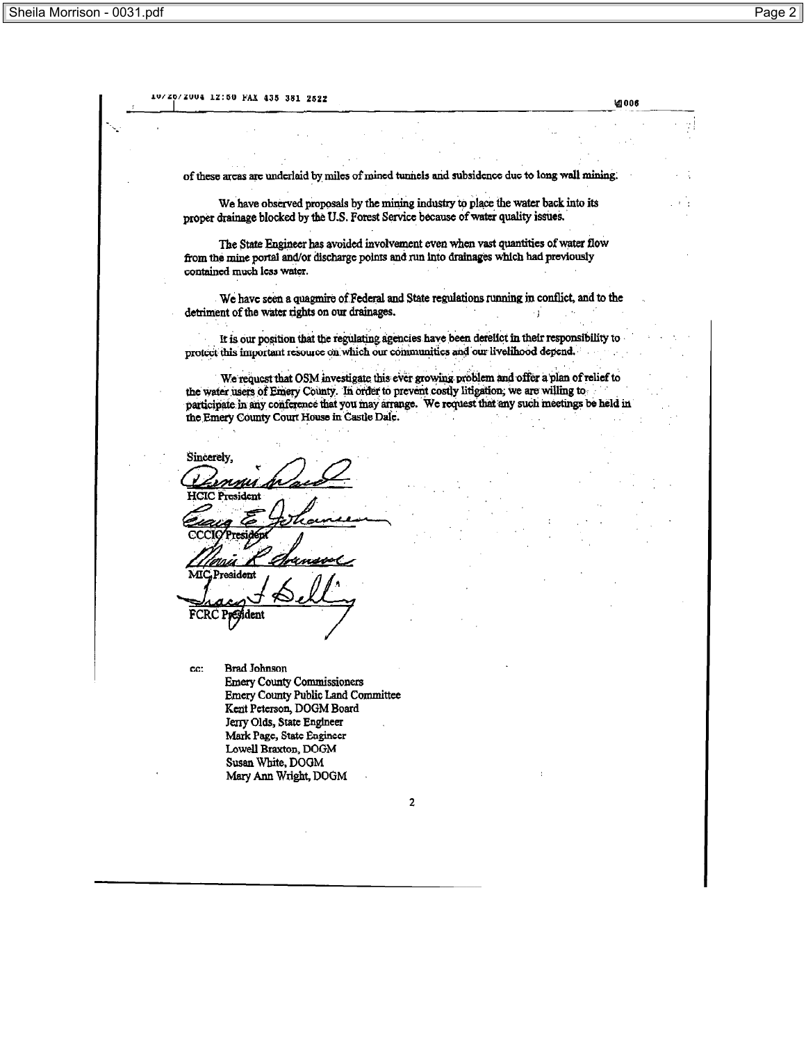of these areas are underlaid by miles of mined tunnels and subsidence due to long wall mining.

We have observed proposals by the mining industry to place the water back into its proper drainage blocked by the U.S. Forest Service because of water quality issues.

The State Engineer has avoided involvement even when vast quantities of water flow from the mine portal and/or discharge points and run into drainages which had previously contained much less water.

We have seen a quagmire of Federal and State regulations running in conflict, and to the detriment of the water rights on our drainages.

It is our position that the regulating agencies have been derelict in their responsibility to protect this important resource on which our communities and our livelihood depend.

We request that OSM investigate this ever growing problem and offer a plan of relief to the water users of Emery County. In order to prevent costly litigation, we are willing to participate in any conference that you may arrange. We request that any such meetings be held in the Emery County Court House in Castle Dale.

Sincerely,

HCIC President

CCCIC President

MIC President

FCRC President

cc: Brad Johnson
Emery County Commissioners
Emery County Public Land Committee
Kent Peterson, DOGM Board
Jerry Olds, State Engineer
Mark Page, State Engineer
Lowell Braxton, DOGM
Susan White, DOGM
Mary Ann Wright, DOGM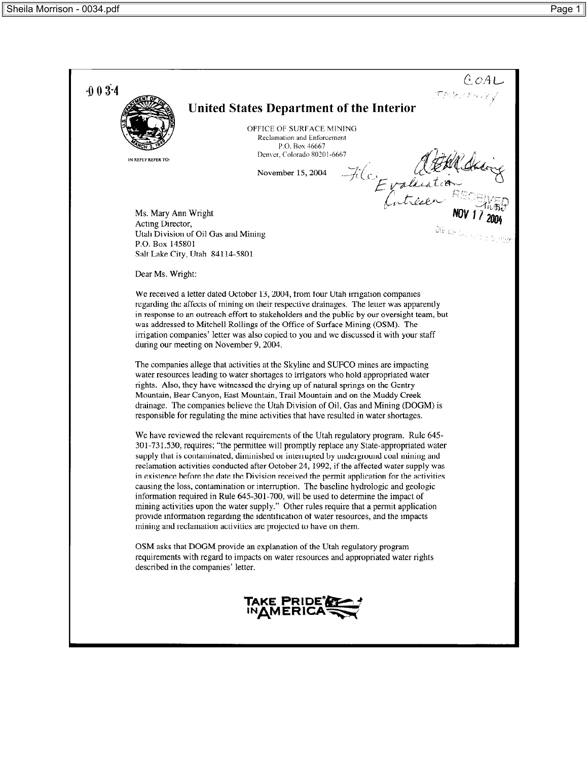0034

COAL

# United States Department of the Interior

OFFICE OF SURFACE MINING
Reclamation and Enforcement
P.O. Box 46667
Denver, Colorado 80201-6667

IN REPLY REFER TO:

November 15, 2004

File: Evaluation Outreach

RECEIVED
NOV 17 2004

Ms. Mary Ann Wright
Acting Director,
Utah Division of Oil Gas and Mining
P.O. Box 145801
Salt Lake City, Utah 84114-5801

Dear Ms. Wright:

We received a letter dated October 13, 2004, from four Utah irrigation companies regarding the affects of mining on their respective drainages. The letter was apparently in response to an outreach effort to stakeholders and the public by our oversight team, but was addressed to Mitchell Rollings of the Office of Surface Mining (OSM). The irrigation companies' letter was also copied to you and we discussed it with your staff during our meeting on November 9, 2004.

The companies allege that activities at the Skyline and SUFCO mines are impacting water resources leading to water shortages to irrigators who hold appropriated water rights. Also, they have witnessed the drying up of natural springs on the Gentry Mountain, Bear Canyon, East Mountain, Trail Mountain and on the Muddy Creek drainage. The companies believe the Utah Division of Oil, Gas and Mining (DOGM) is responsible for regulating the mine activities that have resulted in water shortages.

We have reviewed the relevant requirements of the Utah regulatory program. Rule 645-301-731.530, requires; "the permittee will promptly replace any State-appropriated water supply that is contaminated, diminished or interrupted by underground coal mining and reclamation activities conducted after October 24, 1992, if the affected water supply was in existence before the date the Division received the permit application for the activities causing the loss, contamination or interruption. The baseline hydrologic and geologic information required in Rule 645-301-700, will be used to determine the impact of mining activities upon the water supply." Other rules require that a permit application provide information regarding the identification of water resources, and the impacts mining and reclamation activities are projected to have on them.

OSM asks that DOGM provide an explanation of the Utah regulatory program requirements with regard to impacts on water resources and appropriated water rights described in the companies' letter.

TAKE PRIDE IN AMERICA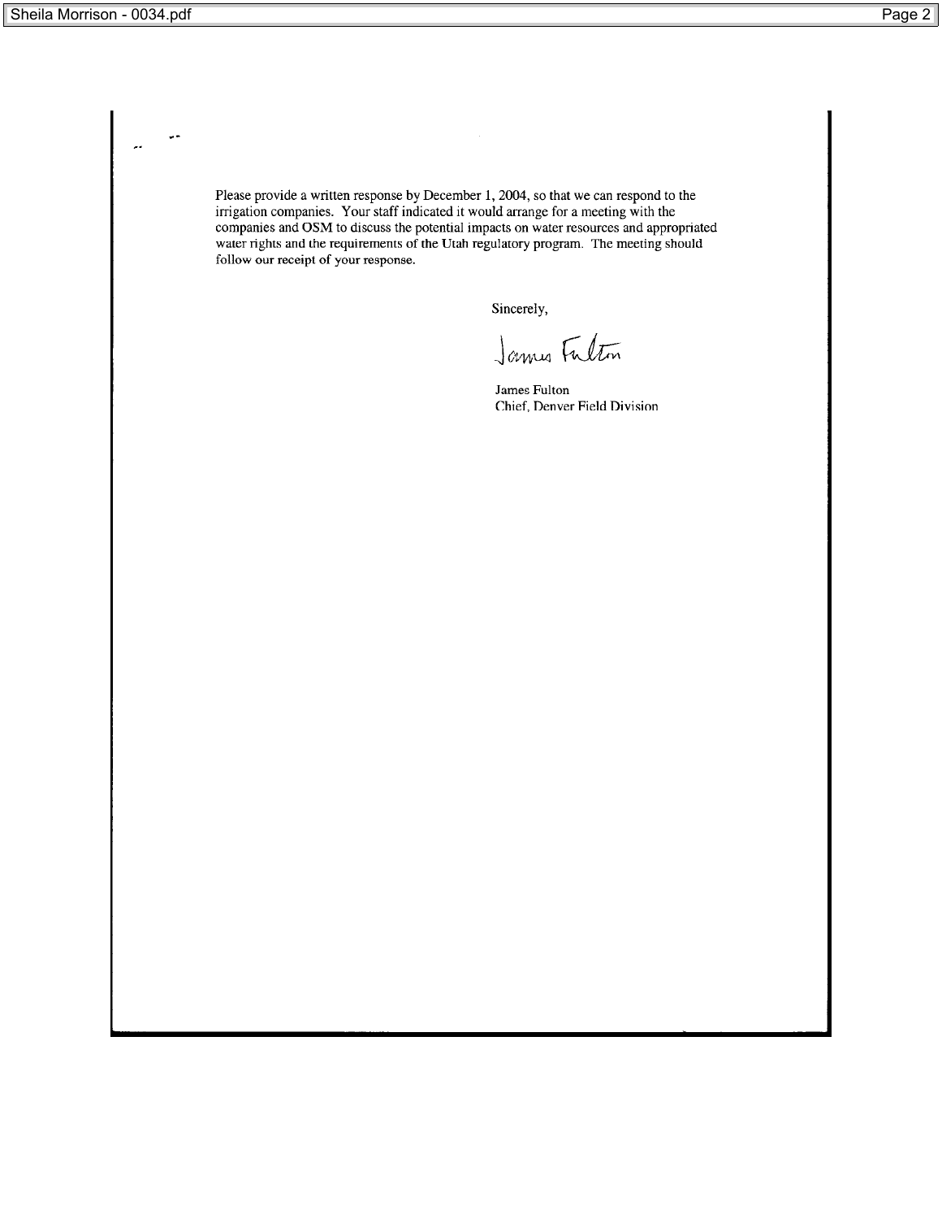Please provide a written response by December 1, 2004, so that we can respond to the irrigation companies. Your staff indicated it would arrange for a meeting with the companies and OSM to discuss the potential impacts on water resources and appropriated water rights and the requirements of the Utah regulatory program. The meeting should follow our receipt of your response.

Sincerely,

James Fulton

James Fulton
Chief, Denver Field Division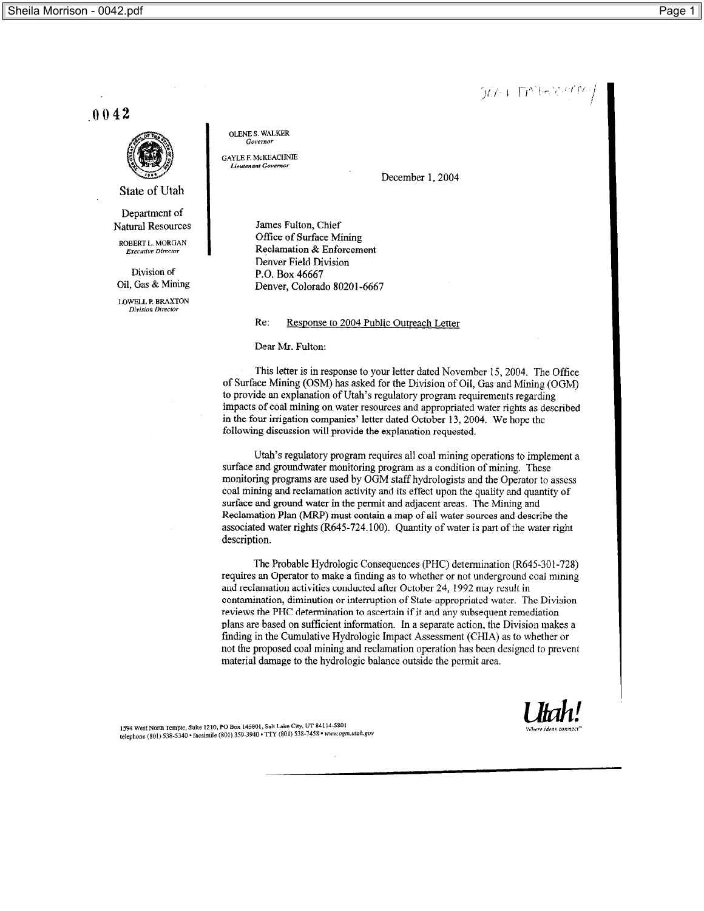0042

State of Utah

Department of Natural Resources

ROBERT L. MORGAN
*Executive Director*

Division of Oil, Gas & Mining

LOWELL P. BRAXTON
*Division Director*

OLENE S. WALKER
*Governor*

GAYLE F. McKEACHNIE
*Lieutenant Governor*

December 1, 2004

James Fulton, Chief
Office of Surface Mining
Reclamation & Enforcement
Denver Field Division
P.O. Box 46667
Denver, Colorado 80201-6667

Re: Response to 2004 Public Outreach Letter

Dear Mr. Fulton:

This letter is in response to your letter dated November 15, 2004. The Office of Surface Mining (OSM) has asked for the Division of Oil, Gas and Mining (OGM) to provide an explanation of Utah's regulatory program requirements regarding impacts of coal mining on water resources and appropriated water rights as described in the four irrigation companies' letter dated October 13, 2004. We hope the following discussion will provide the explanation requested.

Utah's regulatory program requires all coal mining operations to implement a surface and groundwater monitoring program as a condition of mining. These monitoring programs are used by OGM staff hydrologists and the Operator to assess coal mining and reclamation activity and its effect upon the quality and quantity of surface and ground water in the permit and adjacent areas. The Mining and Reclamation Plan (MRP) must contain a map of all water sources and describe the associated water rights (R645-724.100). Quantity of water is part of the water right description.

The Probable Hydrologic Consequences (PHC) determination (R645-301-728) requires an Operator to make a finding as to whether or not underground coal mining and reclamation activities conducted after October 24, 1992 may result in contamination, diminution or interruption of State-appropriated water. The Division reviews the PHC determination to ascertain if it and any subsequent remediation plans are based on sufficient information. In a separate action, the Division makes a finding in the Cumulative Hydrologic Impact Assessment (CHIA) as to whether or not the proposed coal mining and reclamation operation has been designed to prevent material damage to the hydrologic balance outside the permit area.

1594 West North Temple, Suite 1210, PO Box 145801, Salt Lake City, UT 84114-5801
telephone (801) 538-5340 • facsimile (801) 359-3940 • TTY (801) 538-7458 • www.ogm.utah.gov

Utah! *Where ideas connect*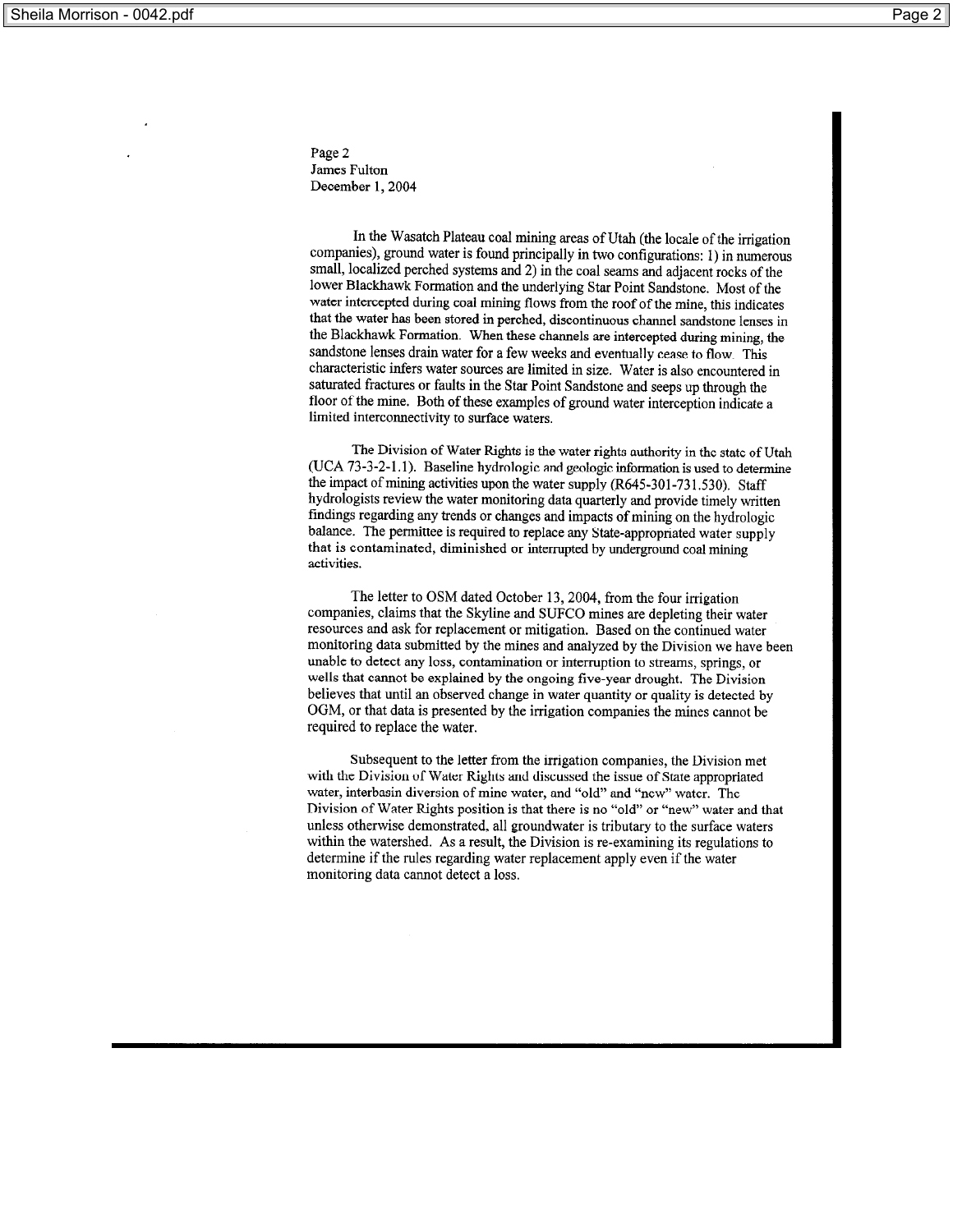Page 2
James Fulton
December 1, 2004

In the Wasatch Plateau coal mining areas of Utah (the locale of the irrigation companies), ground water is found principally in two configurations: 1) in numerous small, localized perched systems and 2) in the coal seams and adjacent rocks of the lower Blackhawk Formation and the underlying Star Point Sandstone. Most of the water intercepted during coal mining flows from the roof of the mine, this indicates that the water has been stored in perched, discontinuous channel sandstone lenses in the Blackhawk Formation. When these channels are intercepted during mining, the sandstone lenses drain water for a few weeks and eventually cease to flow. This characteristic infers water sources are limited in size. Water is also encountered in saturated fractures or faults in the Star Point Sandstone and seeps up through the floor of the mine. Both of these examples of ground water interception indicate a limited interconnectivity to surface waters.

The Division of Water Rights is the water rights authority in the state of Utah (UCA 73-3-2-1.1). Baseline hydrologic and geologic information is used to determine the impact of mining activities upon the water supply (R645-301-731.530). Staff hydrologists review the water monitoring data quarterly and provide timely written findings regarding any trends or changes and impacts of mining on the hydrologic balance. The permittee is required to replace any State-appropriated water supply that is contaminated, diminished or interrupted by underground coal mining activities.

The letter to OSM dated October 13, 2004, from the four irrigation companies, claims that the Skyline and SUFCO mines are depleting their water resources and ask for replacement or mitigation. Based on the continued water monitoring data submitted by the mines and analyzed by the Division we have been unable to detect any loss, contamination or interruption to streams, springs, or wells that cannot be explained by the ongoing five-year drought. The Division believes that until an observed change in water quantity or quality is detected by OGM, or that data is presented by the irrigation companies the mines cannot be required to replace the water.

Subsequent to the letter from the irrigation companies, the Division met with the Division of Water Rights and discussed the issue of State appropriated water, interbasin diversion of mine water, and "old" and "new" water. The Division of Water Rights position is that there is no "old" or "new" water and that unless otherwise demonstrated, all groundwater is tributary to the surface waters within the watershed. As a result, the Division is re-examining its regulations to determine if the rules regarding water replacement apply even if the water monitoring data cannot detect a loss.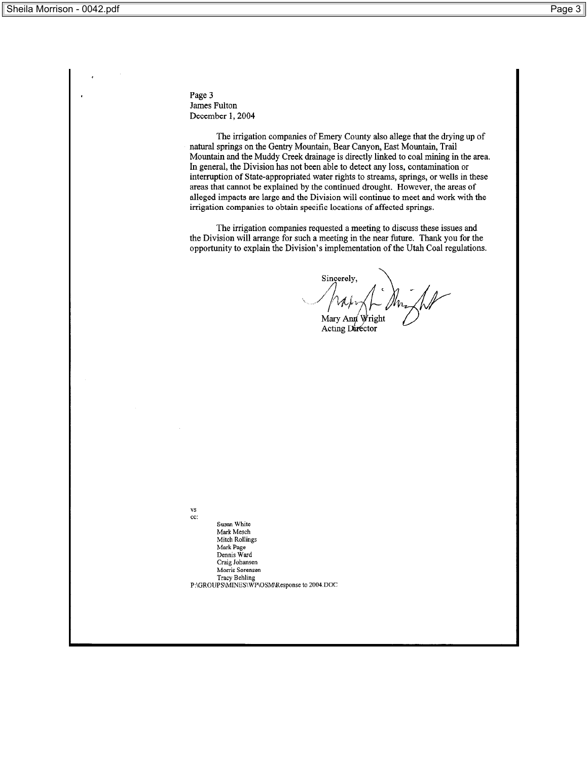Page 3
James Fulton
December 1, 2004

The irrigation companies of Emery County also allege that the drying up of natural springs on the Gentry Mountain, Bear Canyon, East Mountain, Trail Mountain and the Muddy Creek drainage is directly linked to coal mining in the area. In general, the Division has not been able to detect any loss, contamination or interruption of State-appropriated water rights to streams, springs, or wells in these areas that cannot be explained by the continued drought. However, the areas of alleged impacts are large and the Division will continue to meet and work with the irrigation companies to obtain specific locations of affected springs.

The irrigation companies requested a meeting to discuss these issues and the Division will arrange for such a meeting in the near future. Thank you for the opportunity to explain the Division's implementation of the Utah Coal regulations.

Sincerely,

Mary Ann Wright
Acting Director

vs
cc:

Susan White
Mark Mesch
Mitch Rollings
Mark Page
Dennis Ward
Craig Johansen
Morris Sorensen
Tracy Behling

P:\GROUPS\MINES\WP\OSM\Response to 2004.DOC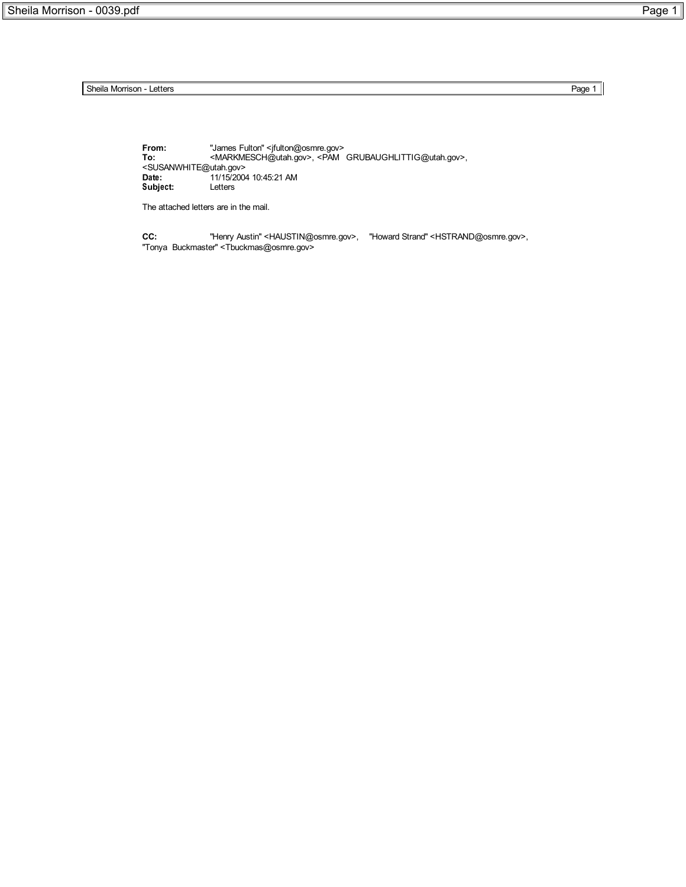**From:** "James Fulton" <jfulton@osmre.gov>
**To:** <MARKMESCH@utah.gov>, <PAM GRUBAUGHLITTIG@utah.gov>, <SUSANWHITE@utah.gov>
**Date:** 11/15/2004 10:45:21 AM
**Subject:** Letters

The attached letters are in the mail.

**CC:** "Henry Austin" <HAUSTIN@osmre.gov>, "Howard Strand" <HSTRAND@osmre.gov>, "Tonya Buckmaster" <Tbuckmas@osmre.gov>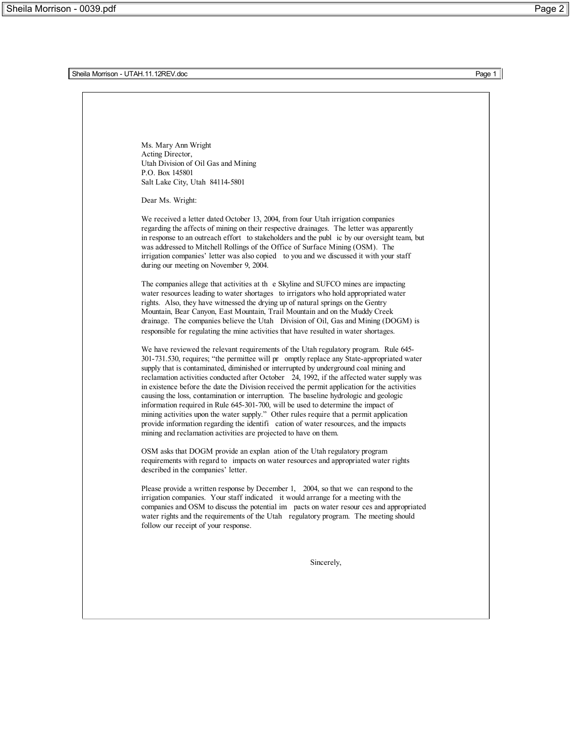Ms. Mary Ann Wright
Acting Director,
Utah Division of Oil Gas and Mining
P.O. Box 145801
Salt Lake City, Utah 84114-5801

Dear Ms. Wright:

We received a letter dated October 13, 2004, from four Utah irrigation companies regarding the affects of mining on their respective drainages. The letter was apparently in response to an outreach effort to stakeholders and the public by our oversight team, but was addressed to Mitchell Rollings of the Office of Surface Mining (OSM). The irrigation companies' letter was also copied to you and we discussed it with your staff during our meeting on November 9, 2004.

The companies allege that activities at the Skyline and SUFCO mines are impacting water resources leading to water shortages to irrigators who hold appropriated water rights. Also, they have witnessed the drying up of natural springs on the Gentry Mountain, Bear Canyon, East Mountain, Trail Mountain and on the Muddy Creek drainage. The companies believe the Utah Division of Oil, Gas and Mining (DOGM) is responsible for regulating the mine activities that have resulted in water shortages.

We have reviewed the relevant requirements of the Utah regulatory program. Rule 645-301-731.530, requires; "the permittee will promptly replace any State-appropriated water supply that is contaminated, diminished or interrupted by underground coal mining and reclamation activities conducted after October 24, 1992, if the affected water supply was in existence before the date the Division received the permit application for the activities causing the loss, contamination or interruption. The baseline hydrologic and geologic information required in Rule 645-301-700, will be used to determine the impact of mining activities upon the water supply." Other rules require that a permit application provide information regarding the identification of water resources, and the impacts mining and reclamation activities are projected to have on them.

OSM asks that DOGM provide an explanation of the Utah regulatory program requirements with regard to impacts on water resources and appropriated water rights described in the companies' letter.

Please provide a written response by December 1, 2004, so that we can respond to the irrigation companies. Your staff indicated it would arrange for a meeting with the companies and OSM to discuss the potential impacts on water resources and appropriated water rights and the requirements of the Utah regulatory program. The meeting should follow our receipt of your response.

Sincerely,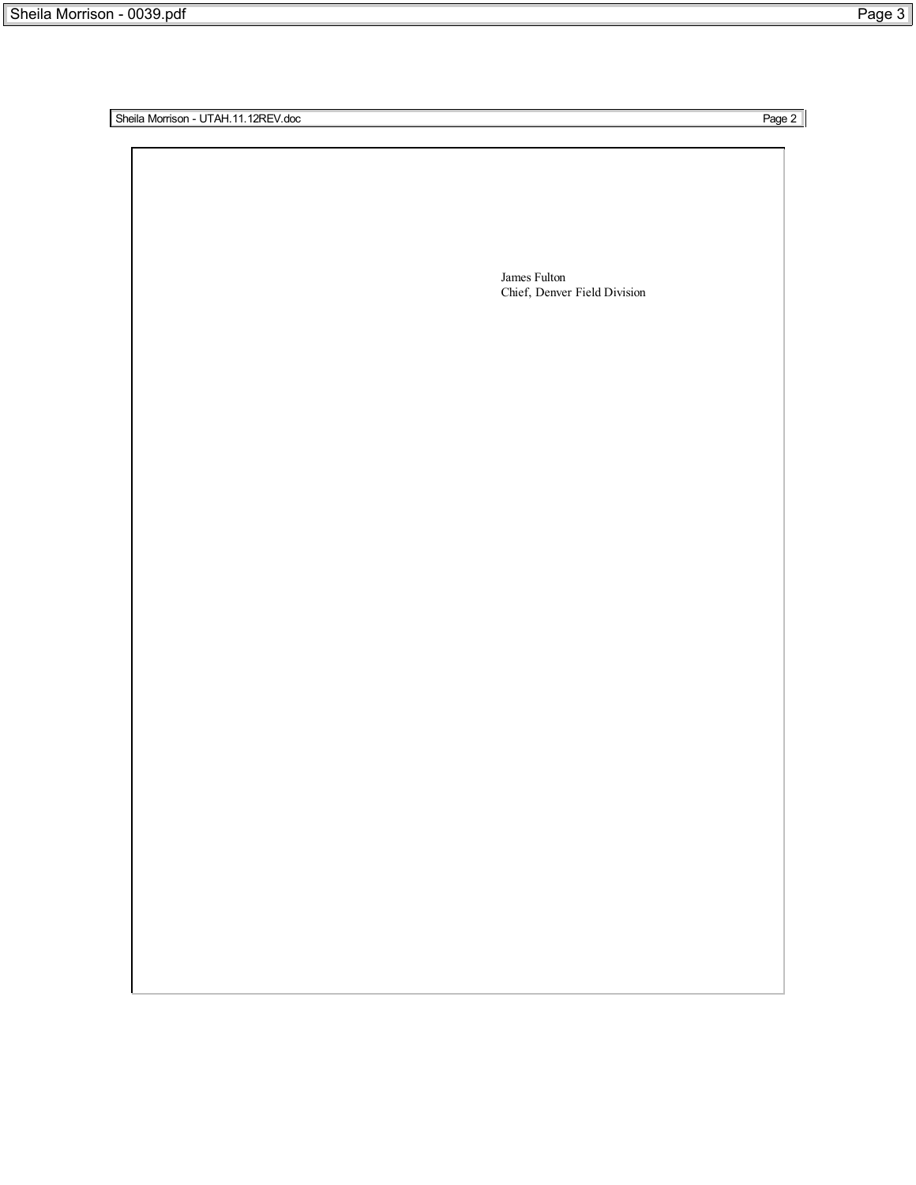James Fulton
Chief, Denver Field Division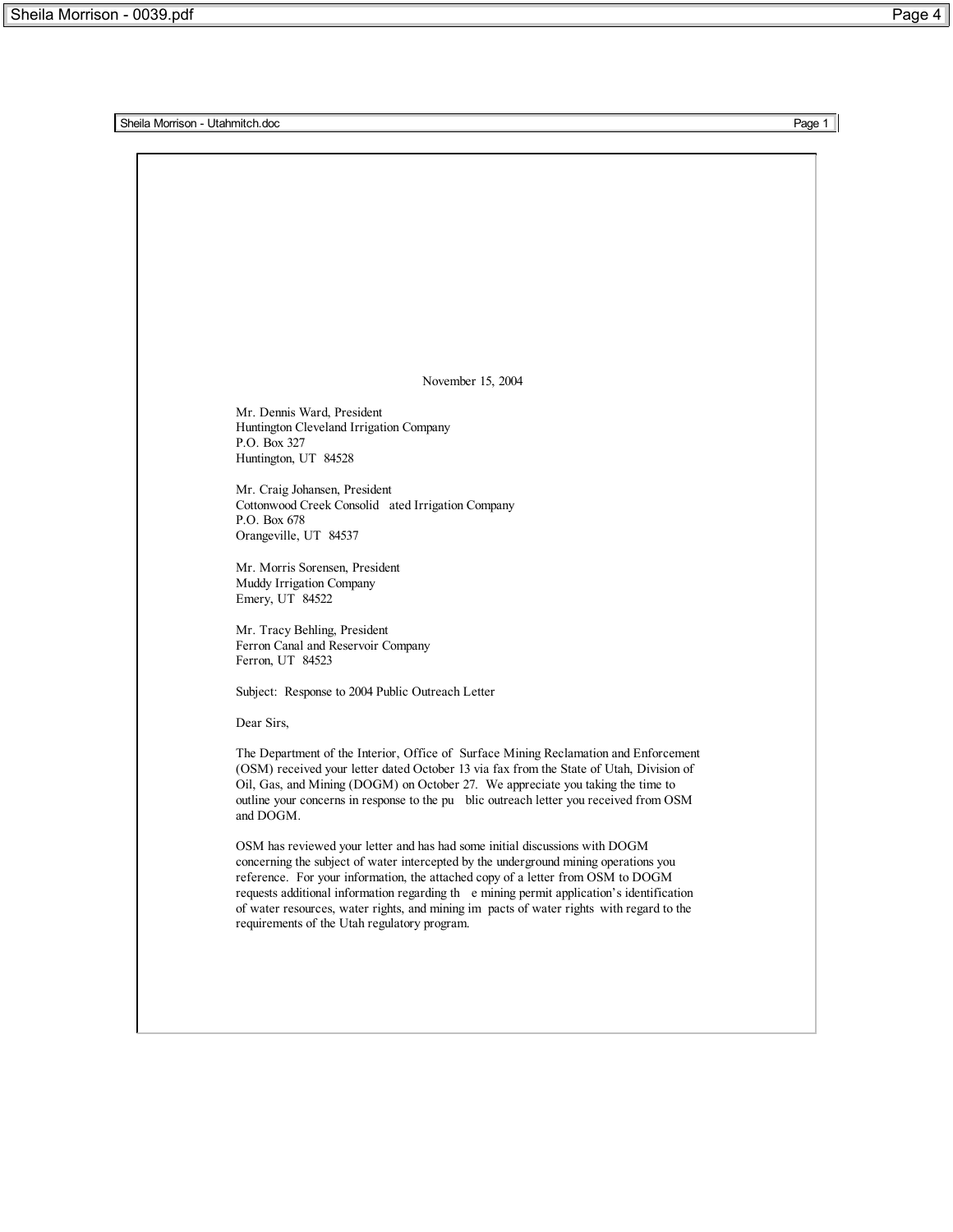November 15, 2004

Mr. Dennis Ward, President
Huntington Cleveland Irrigation Company
P.O. Box 327
Huntington, UT 84528

Mr. Craig Johansen, President
Cottonwood Creek Consolidated Irrigation Company
P.O. Box 678
Orangeville, UT 84537

Mr. Morris Sorensen, President
Muddy Irrigation Company
Emery, UT 84522

Mr. Tracy Behling, President
Ferron Canal and Reservoir Company
Ferron, UT 84523

Subject: Response to 2004 Public Outreach Letter

Dear Sirs,

The Department of the Interior, Office of Surface Mining Reclamation and Enforcement (OSM) received your letter dated October 13 via fax from the State of Utah, Division of Oil, Gas, and Mining (DOGM) on October 27. We appreciate you taking the time to outline your concerns in response to the public outreach letter you received from OSM and DOGM.

OSM has reviewed your letter and has had some initial discussions with DOGM concerning the subject of water intercepted by the underground mining operations you reference. For your information, the attached copy of a letter from OSM to DOGM requests additional information regarding the mining permit application's identification of water resources, water rights, and mining impacts of water rights with regard to the requirements of the Utah regulatory program.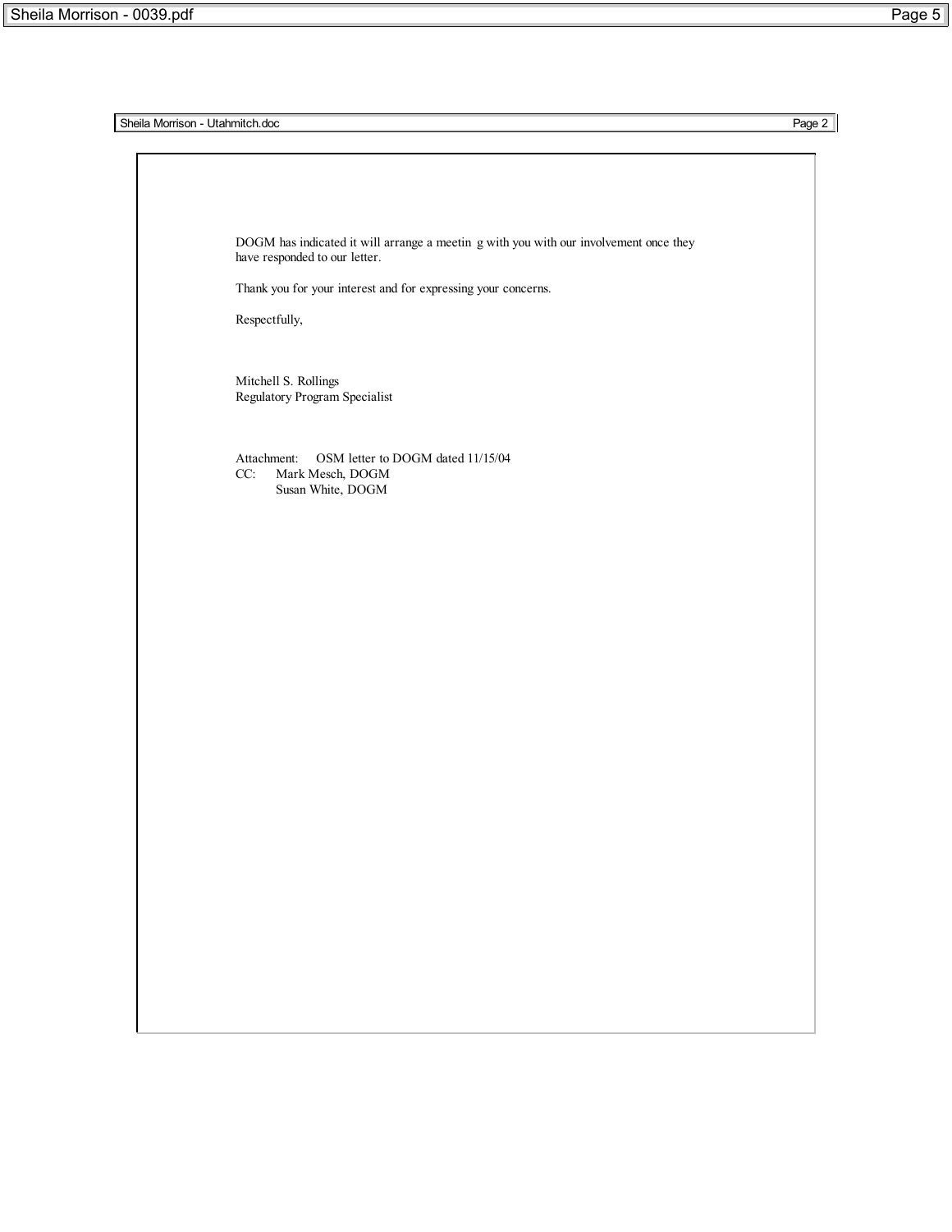DOGM has indicated it will arrange a meetin g with you with our involvement once they have responded to our letter.

Thank you for your interest and for expressing your concerns.

Respectfully,

Mitchell S. Rollings
Regulatory Program Specialist

Attachment: OSM letter to DOGM dated 11/15/04
CC: Mark Mesch, DOGM
Susan White, DOGM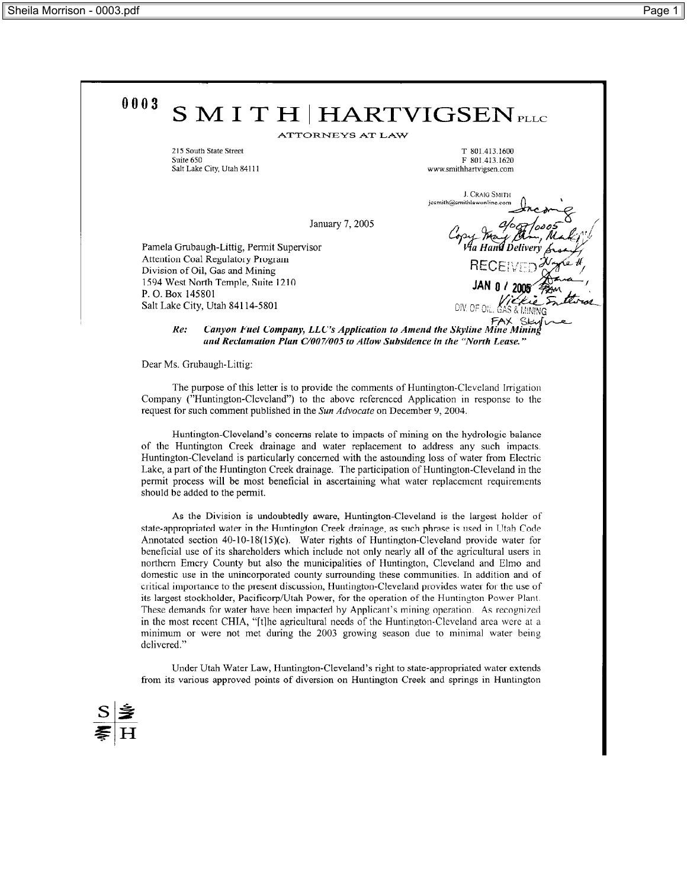0003

# SMITH | HARTVIGSEN PLLC

ATTORNEYS AT LAW

215 South State Street
Suite 650
Salt Lake City, Utah 84111

T 801.413.1600
F 801.413.1620
www.smithhartvigsen.com

J. CRAIG SMITH
jcsmith@smithlawonline.com

Incoming
C/007/0005
Copy Mary Ann, Mark, Priscilla, Wayne H, Dana, PAM, Vickie Southwick
FAX Skyline

RECEIVED
JAN 07 2005
DIV. OF OIL, GAS & MINING

January 7, 2005

*Via Hand Delivery*

Pamela Grubaugh-Littig, Permit Supervisor
Attention Coal Regulatory Program
Division of Oil, Gas and Mining
1594 West North Temple, Suite 1210
P. O. Box 145801
Salt Lake City, Utah 84114-5801

***Re: Canyon Fuel Company, LLC's Application to Amend the Skyline Mine Mining and Reclamation Plan C/007/005 to Allow Subsidence in the "North Lease."***

Dear Ms. Grubaugh-Littig:

The purpose of this letter is to provide the comments of Huntington-Cleveland Irrigation Company ("Huntington-Cleveland") to the above referenced Application in response to the request for such comment published in the *Sun Advocate* on December 9, 2004.

Huntington-Cleveland's concerns relate to impacts of mining on the hydrologic balance of the Huntington Creek drainage and water replacement to address any such impacts. Huntington-Cleveland is particularly concerned with the astounding loss of water from Electric Lake, a part of the Huntington Creek drainage. The participation of Huntington-Cleveland in the permit process will be most beneficial in ascertaining what water replacement requirements should be added to the permit.

As the Division is undoubtedly aware, Huntington-Cleveland is the largest holder of state-appropriated water in the Huntington Creek drainage, as such phrase is used in Utah Code Annotated section 40-10-18(15)(c). Water rights of Huntington-Cleveland provide water for beneficial use of its shareholders which include not only nearly all of the agricultural users in northern Emery County but also the municipalities of Huntington, Cleveland and Elmo and domestic use in the unincorporated county surrounding these communities. In addition and of critical importance to the present discussion, Huntington-Cleveland provides water for the use of its largest stockholder, Pacificorp/Utah Power, for the operation of the Huntington Power Plant. These demands for water have been impacted by Applicant's mining operation. As recognized in the most recent CHIA, "[t]he agricultural needs of the Huntington-Cleveland area were at a minimum or were not met during the 2003 growing season due to minimal water being delivered."

Under Utah Water Law, Huntington-Cleveland's right to state-appropriated water extends from its various approved points of diversion on Huntington Creek and springs in Huntington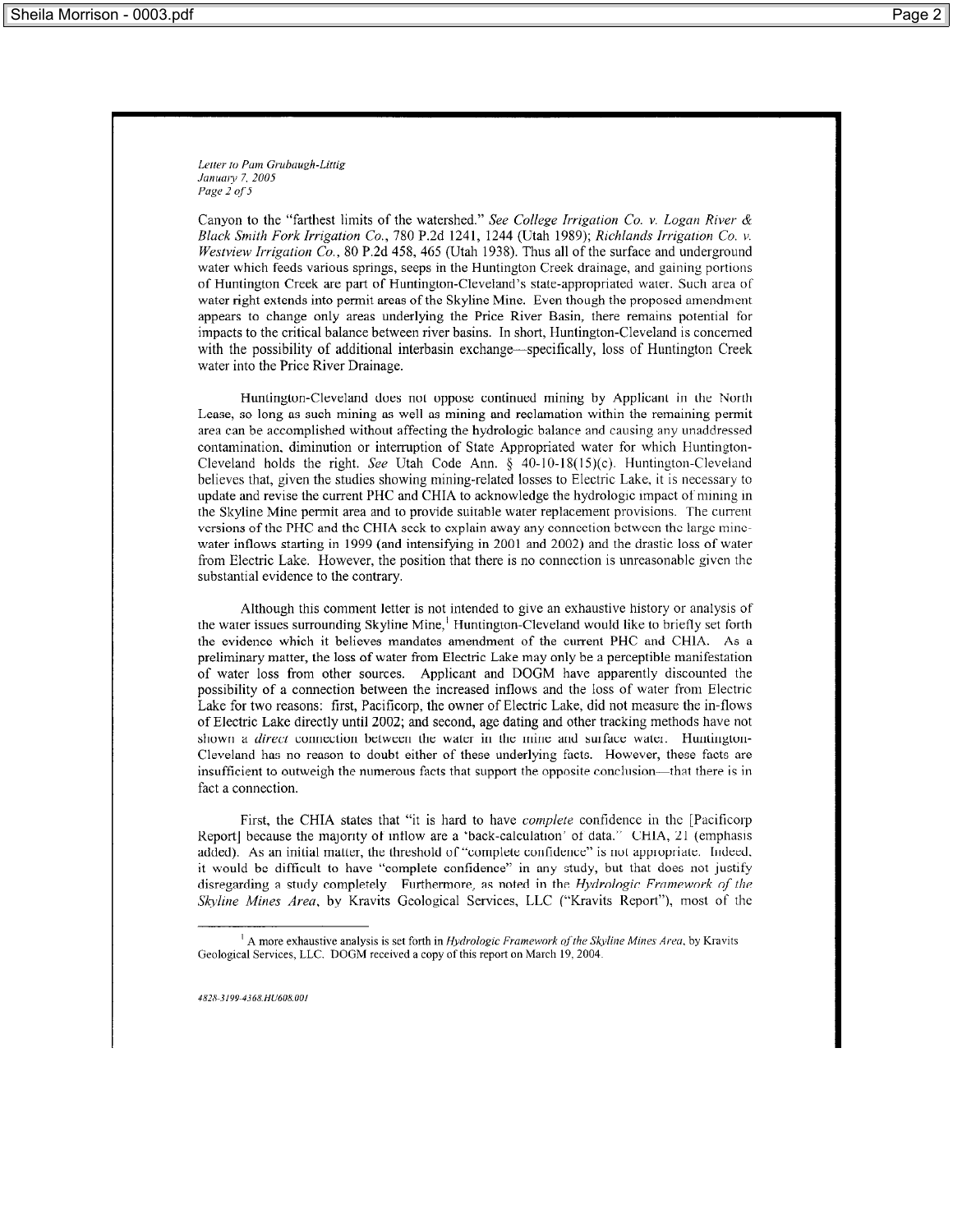Canyon to the "farthest limits of the watershed." *See College Irrigation Co. v. Logan River & Black Smith Fork Irrigation Co.*, 780 P.2d 1241, 1244 (Utah 1989); *Richlands Irrigation Co. v. Westview Irrigation Co.*, 80 P.2d 458, 465 (Utah 1938). Thus all of the surface and underground water which feeds various springs, seeps in the Huntington Creek drainage, and gaining portions of Huntington Creek are part of Huntington-Cleveland's state-appropriated water. Such area of water right extends into permit areas of the Skyline Mine. Even though the proposed amendment appears to change only areas underlying the Price River Basin, there remains potential for impacts to the critical balance between river basins. In short, Huntington-Cleveland is concerned with the possibility of additional interbasin exchange—specifically, loss of Huntington Creek water into the Price River Drainage.

Huntington-Cleveland does not oppose continued mining by Applicant in the North Lease, so long as such mining as well as mining and reclamation within the remaining permit area can be accomplished without affecting the hydrologic balance and causing any unaddressed contamination, diminution or interruption of State Appropriated water for which Huntington-Cleveland holds the right. *See* Utah Code Ann. § 40-10-18(15)(c). Huntington-Cleveland believes that, given the studies showing mining-related losses to Electric Lake, it is necessary to update and revise the current PHC and CHIA to acknowledge the hydrologic impact of mining in the Skyline Mine permit area and to provide suitable water replacement provisions. The current versions of the PHC and the CHIA seek to explain away any connection between the large mine-water inflows starting in 1999 (and intensifying in 2001 and 2002) and the drastic loss of water from Electric Lake. However, the position that there is no connection is unreasonable given the substantial evidence to the contrary.

Although this comment letter is not intended to give an exhaustive history or analysis of the water issues surrounding Skyline Mine,[1] Huntington-Cleveland would like to briefly set forth the evidence which it believes mandates amendment of the current PHC and CHIA. As a preliminary matter, the loss of water from Electric Lake may only be a perceptible manifestation of water loss from other sources. Applicant and DOGM have apparently discounted the possibility of a connection between the increased inflows and the loss of water from Electric Lake for two reasons: first, Pacificorp, the owner of Electric Lake, did not measure the in-flows of Electric Lake directly until 2002; and second, age dating and other tracking methods have not shown a *direct* connection between the water in the mine and surface water. Huntington-Cleveland has no reason to doubt either of these underlying facts. However, these facts are insufficient to outweigh the numerous facts that support the opposite conclusion—that there is in fact a connection.

First, the CHIA states that "it is hard to have *complete* confidence in the [Pacificorp Report] because the majority of inflow are a 'back-calculation' of data." CHIA, 21 (emphasis added). As an initial matter, the threshold of "complete confidence" is not appropriate. Indeed, it would be difficult to have "complete confidence" in any study, but that does not justify disregarding a study completely. Furthermore, as noted in the *Hydrologic Framework of the Skyline Mines Area*, by Kravits Geological Services, LLC ("Kravits Report"), most of the

[1] A more exhaustive analysis is set forth in *Hydrologic Framework of the Skyline Mines Area*, by Kravits Geological Services, LLC. DOGM received a copy of this report on March 19, 2004.

4828-3199-4368.HU608.001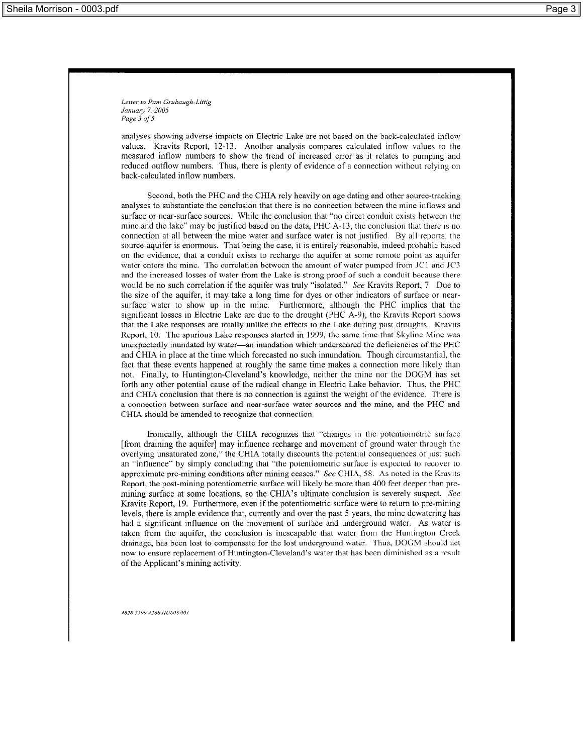analyses showing adverse impacts on Electric Lake are not based on the back-calculated inflow values. Kravits Report, 12-13. Another analysis compares calculated inflow values to the measured inflow numbers to show the trend of increased error as it relates to pumping and reduced outflow numbers. Thus, there is plenty of evidence of a connection without relying on back-calculated inflow numbers.

Second, both the PHC and the CHIA rely heavily on age dating and other source-tracking analyses to substantiate the conclusion that there is no connection between the mine inflows and surface or near-surface sources. While the conclusion that "no direct conduit exists between the mine and the lake" may be justified based on the data, PHC A-13, the conclusion that there is no connection at all between the mine water and surface water is not justified. By all reports, the source-aquifer is enormous. That being the case, it is entirely reasonable, indeed probable based on the evidence, that a conduit exists to recharge the aquifer at some remote point as aquifer water enters the mine. The correlation between the amount of water pumped from JC1 and JC3 and the increased losses of water from the Lake is strong proof of such a conduit because there would be no such correlation if the aquifer was truly "isolated." *See* Kravits Report, 7. Due to the size of the aquifer, it may take a long time for dyes or other indicators of surface or near-surface water to show up in the mine. Furthermore, although the PHC implies that the significant losses in Electric Lake are due to the drought (PHC A-9), the Kravits Report shows that the Lake responses are totally unlike the effects to the Lake during past droughts. Kravits Report, 10. The spurious Lake responses started in 1999, the same time that Skyline Mine was unexpectedly inundated by water—an inundation which underscored the deficiencies of the PHC and CHIA in place at the time which forecasted no such innundation. Though circumstantial, the fact that these events happened at roughly the same time makes a connection more likely than not. Finally, to Huntington-Cleveland's knowledge, neither the mine nor the DOGM has set forth any other potential cause of the radical change in Electric Lake behavior. Thus, the PHC and CHIA conclusion that there is no connection is against the weight of the evidence. There is a connection between surface and near-surface water sources and the mine, and the PHC and CHIA should be amended to recognize that connection.

Ironically, although the CHIA recognizes that "changes in the potentiometric surface [from draining the aquifer] may influence recharge and movement of ground water through the overlying unsaturated zone," the CHIA totally discounts the potential consequences of just such an "influence" by simply concluding that "the potentiometric surface is expected to recover to approximate pre-mining conditions after mining ceases." *See* CHIA, 58. As noted in the Kravits Report, the post-mining potentiometric surface will likely be more than 400 feet deeper than pre-mining surface at some locations, so the CHIA's ultimate conclusion is severely suspect. *See* Kravits Report, 19. Furthermore, even if the potentiometric surface were to return to pre-mining levels, there is ample evidence that, currently and over the past 5 years, the mine dewatering has had a significant influence on the movement of surface and underground water. As water is taken from the aquifer, the conclusion is inescapable that water from the Huntington Creek drainage, has been lost to compensate for the lost underground water. Thus, DOGM should act now to ensure replacement of Huntington-Cleveland's water that has been diminished as a result of the Applicant's mining activity.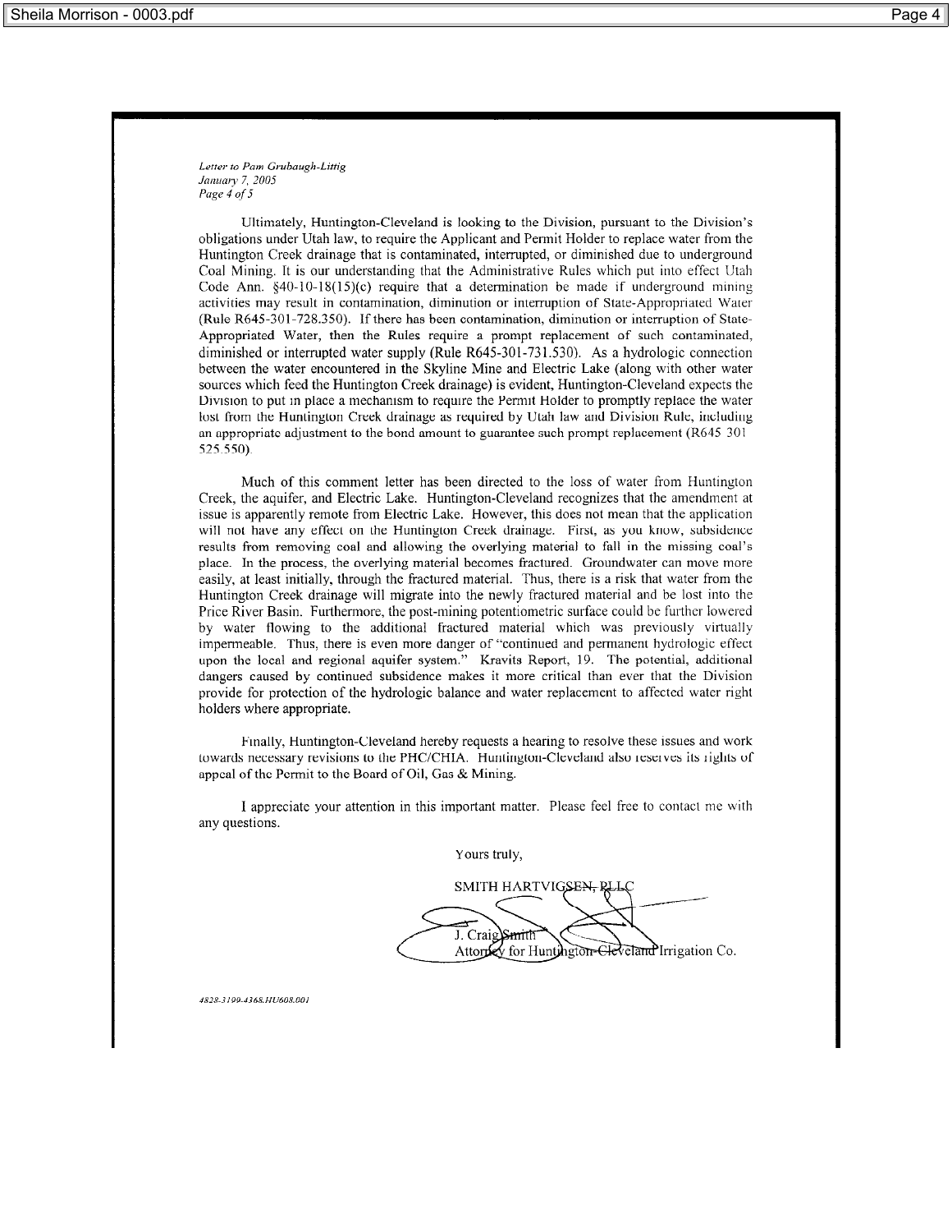*Letter to Pam Grubaugh-Littig*
*January 7, 2005*
*Page 4 of 5*

Ultimately, Huntington-Cleveland is looking to the Division, pursuant to the Division's obligations under Utah law, to require the Applicant and Permit Holder to replace water from the Huntington Creek drainage that is contaminated, interrupted, or diminished due to underground Coal Mining. It is our understanding that the Administrative Rules which put into effect Utah Code Ann. §40-10-18(15)(c) require that a determination be made if underground mining activities may result in contamination, diminution or interruption of State-Appropriated Water (Rule R645-301-728.350). If there has been contamination, diminution or interruption of State-Appropriated Water, then the Rules require a prompt replacement of such contaminated, diminished or interrupted water supply (Rule R645-301-731.530). As a hydrologic connection between the water encountered in the Skyline Mine and Electric Lake (along with other water sources which feed the Huntington Creek drainage) is evident, Huntington-Cleveland expects the Division to put in place a mechanism to require the Permit Holder to promptly replace the water lost from the Huntington Creek drainage as required by Utah law and Division Rule, including an appropriate adjustment to the bond amount to guarantee such prompt replacement (R645 301 525.550).

Much of this comment letter has been directed to the loss of water from Huntington Creek, the aquifer, and Electric Lake. Huntington-Cleveland recognizes that the amendment at issue is apparently remote from Electric Lake. However, this does not mean that the application will not have any effect on the Huntington Creek drainage. First, as you know, subsidence results from removing coal and allowing the overlying material to fall in the missing coal's place. In the process, the overlying material becomes fractured. Groundwater can move more easily, at least initially, through the fractured material. Thus, there is a risk that water from the Huntington Creek drainage will migrate into the newly fractured material and be lost into the Price River Basin. Furthermore, the post-mining potentiometric surface could be further lowered by water flowing to the additional fractured material which was previously virtually impermeable. Thus, there is even more danger of "continued and permanent hydrologic effect upon the local and regional aquifer system." Kravits Report, 19. The potential, additional dangers caused by continued subsidence makes it more critical than ever that the Division provide for protection of the hydrologic balance and water replacement to affected water right holders where appropriate.

Finally, Huntington-Cleveland hereby requests a hearing to resolve these issues and work towards necessary revisions to the PHC/CHIA. Huntington-Cleveland also reserves its rights of appeal of the Permit to the Board of Oil, Gas & Mining.

I appreciate your attention in this important matter. Please feel free to contact me with any questions.

Yours truly,

SMITH HARTVIGSEN, PLLC

J. Craig Smith
Attorney for Huntington-Cleveland Irrigation Co.

*4828-3199-4368.HU608.001*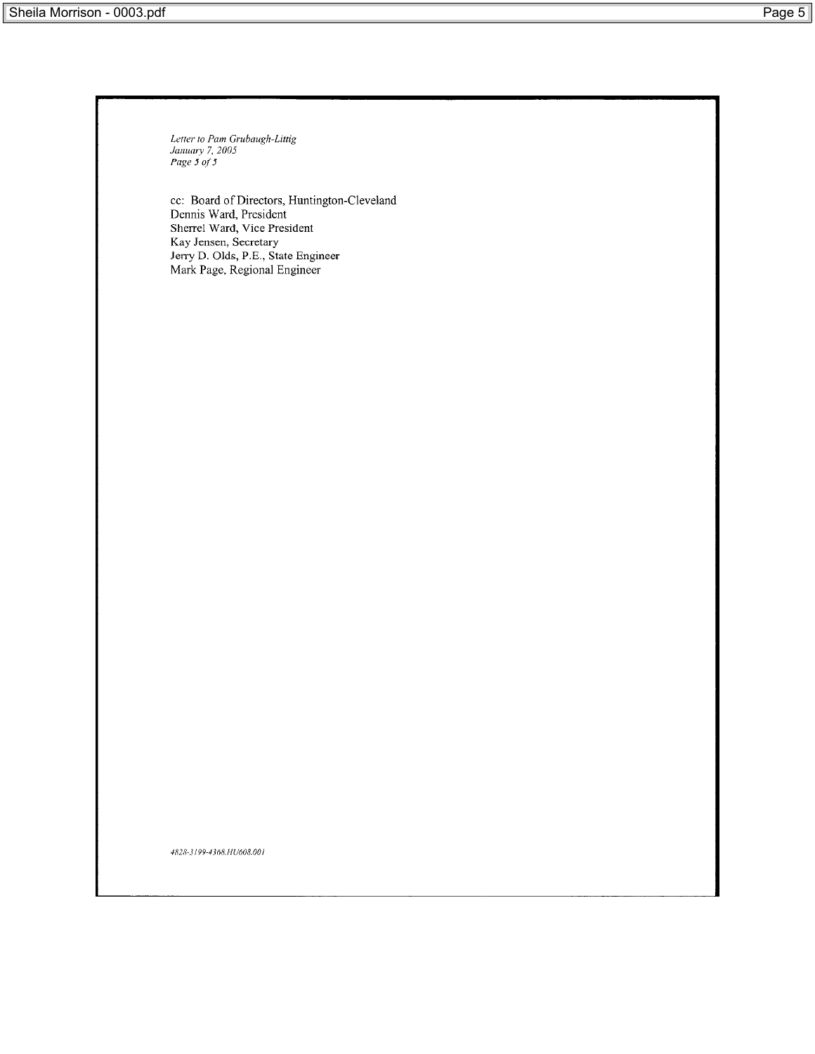cc: Board of Directors, Huntington-Cleveland
Dennis Ward, President
Sherrel Ward, Vice President
Kay Jensen, Secretary
Jerry D. Olds, P.E., State Engineer
Mark Page, Regional Engineer

*4828-3199-4368.HU608.001*